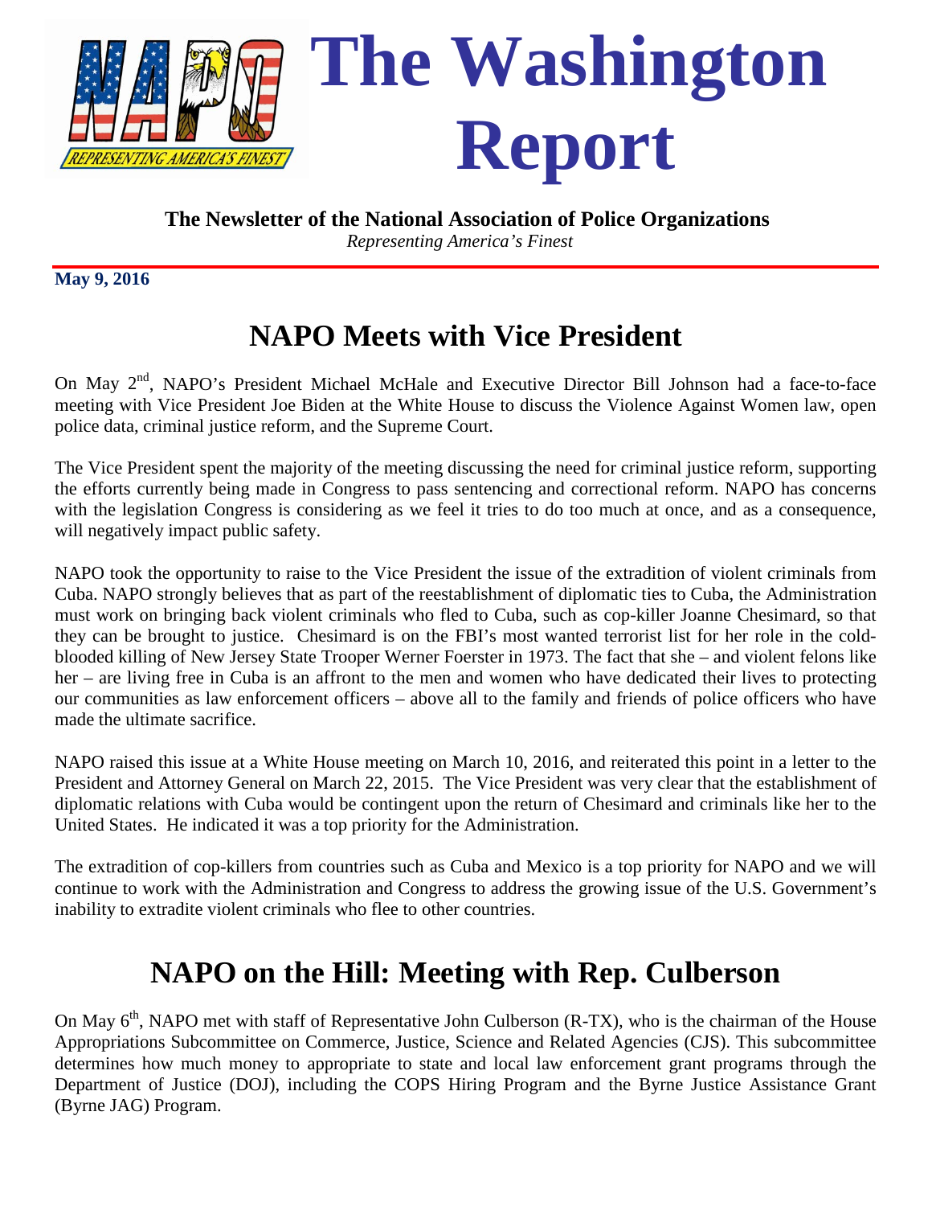# The Washington Report

**The Newsletter of the National Association of Police Organizations**

*Representing America's Finest*

**May 9, 2016**

## NAPO Meets with Vice President

On May 2nd, NAPO's President Michael McHale and Executive Director Bill Johnson had a face-to-face meeting with Vice President Joe Biden at the White House to discuss the Violence Against Women law, open police data, criminal justice reform, and the Supreme Court.

The Vice President spent the majority of the meeting discussing the need for criminal justice reform, supporting the efforts currently being made in Congress to pass sentencing and correctional reform. NAPO has concerns with the legislation Congress is considering as we feel it tries to do too much at once, and as a consequence, will negatively impact public safety.

NAPO took the opportunity to raise to the Vice President the issue of the extradition of violent criminals from Cuba. NAPO strongly believes that as part of the reestablishment of diplomatic ties to Cuba, the Administration must work on bringing back violent criminals who fled to Cuba, such as cop-killer Joanne Chesimard, so that they can be brought to justice. Chesimard is on the FBI's most wanted terrorist list for her role in the cold-blooded killing of New Jersey State Trooper Werner Foerster in 1973. The fact that she – and violent felons like her – are living free in Cuba is an affront to the men and women who have dedicated their lives to protecting our communities as law enforcement officers – above all to the family and friends of police officers who have made the ultimate sacrifice.

NAPO raised this issue at a White House meeting on March 10, 2016, and reiterated this point in a letter to the President and Attorney General on March 22, 2015. The Vice President was very clear that the establishment of diplomatic relations with Cuba would be contingent upon the return of Chesimard and criminals like her to the United States. He indicated it was a top priority for the Administration.

The extradition of cop-killers from countries such as Cuba and Mexico is a top priority for NAPO and we will continue to work with the Administration and Congress to address the growing issue of the U.S. Government's inability to extradite violent criminals who flee to other countries.

## NAPO on the Hill: Meeting with Rep. Culberson

On May 6th, NAPO met with staff of Representative John Culberson (R-TX), who is the chairman of the House Appropriations Subcommittee on Commerce, Justice, Science and Related Agencies (CJS). This subcommittee determines how much money to appropriate to state and local law enforcement grant programs through the Department of Justice (DOJ), including the COPS Hiring Program and the Byrne Justice Assistance Grant (Byrne JAG) Program.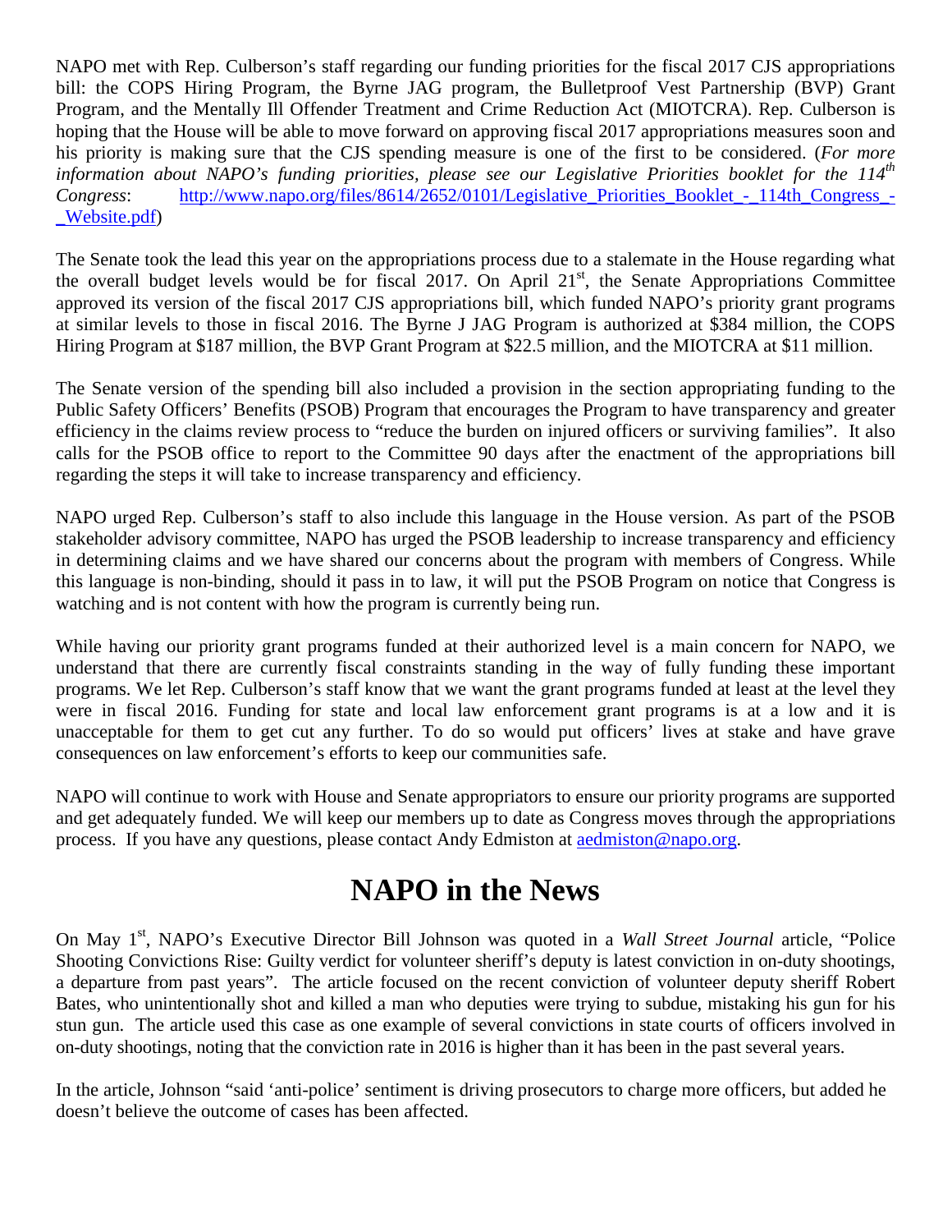NAPO met with Rep. Culberson's staff regarding our funding priorities for the fiscal 2017 CJS appropriations bill: the COPS Hiring Program, the Byrne JAG program, the Bulletproof Vest Partnership (BVP) Grant Program, and the Mentally Ill Offender Treatment and Crime Reduction Act (MIOTCRA). Rep. Culberson is hoping that the House will be able to move forward on approving fiscal 2017 appropriations measures soon and his priority is making sure that the CJS spending measure is one of the first to be considered. (*For more information about NAPO's funding priorities, please see our Legislative Priorities booklet for the 114th Congress*: [http://www.napo.org/files/8614/2652/0101/Legislative_Priorities_Booklet_-_114th_Congress_-_Website.pdf](http://www.napo.org/files/8614/2652/0101/Legislative_Priorities_Booklet_-_114th_Congress_-_Website.pdf))

The Senate took the lead this year on the appropriations process due to a stalemate in the House regarding what the overall budget levels would be for fiscal 2017. On April 21st, the Senate Appropriations Committee approved its version of the fiscal 2017 CJS appropriations bill, which funded NAPO's priority grant programs at similar levels to those in fiscal 2016. The Byrne J JAG Program is authorized at $384 million, the COPS Hiring Program at $187 million, the BVP Grant Program at $22.5 million, and the MIOTCRA at $11 million.

The Senate version of the spending bill also included a provision in the section appropriating funding to the Public Safety Officers' Benefits (PSOB) Program that encourages the Program to have transparency and greater efficiency in the claims review process to "reduce the burden on injured officers or surviving families". It also calls for the PSOB office to report to the Committee 90 days after the enactment of the appropriations bill regarding the steps it will take to increase transparency and efficiency.

NAPO urged Rep. Culberson's staff to also include this language in the House version. As part of the PSOB stakeholder advisory committee, NAPO has urged the PSOB leadership to increase transparency and efficiency in determining claims and we have shared our concerns about the program with members of Congress. While this language is non-binding, should it pass in to law, it will put the PSOB Program on notice that Congress is watching and is not content with how the program is currently being run.

While having our priority grant programs funded at their authorized level is a main concern for NAPO, we understand that there are currently fiscal constraints standing in the way of fully funding these important programs. We let Rep. Culberson's staff know that we want the grant programs funded at least at the level they were in fiscal 2016. Funding for state and local law enforcement grant programs is at a low and it is unacceptable for them to get cut any further. To do so would put officers' lives at stake and have grave consequences on law enforcement's efforts to keep our communities safe.

NAPO will continue to work with House and Senate appropriators to ensure our priority programs are supported and get adequately funded. We will keep our members up to date as Congress moves through the appropriations process. If you have any questions, please contact Andy Edmiston at [aedmiston@napo.org](mailto:aedmiston@napo.org).

# NAPO in the News

On May 1st, NAPO's Executive Director Bill Johnson was quoted in a *Wall Street Journal* article, "Police Shooting Convictions Rise: Guilty verdict for volunteer sheriff's deputy is latest conviction in on-duty shootings, a departure from past years". The article focused on the recent conviction of volunteer deputy sheriff Robert Bates, who unintentionally shot and killed a man who deputies were trying to subdue, mistaking his gun for his stun gun. The article used this case as one example of several convictions in state courts of officers involved in on-duty shootings, noting that the conviction rate in 2016 is higher than it has been in the past several years.

In the article, Johnson "said 'anti-police' sentiment is driving prosecutors to charge more officers, but added he doesn't believe the outcome of cases has been affected.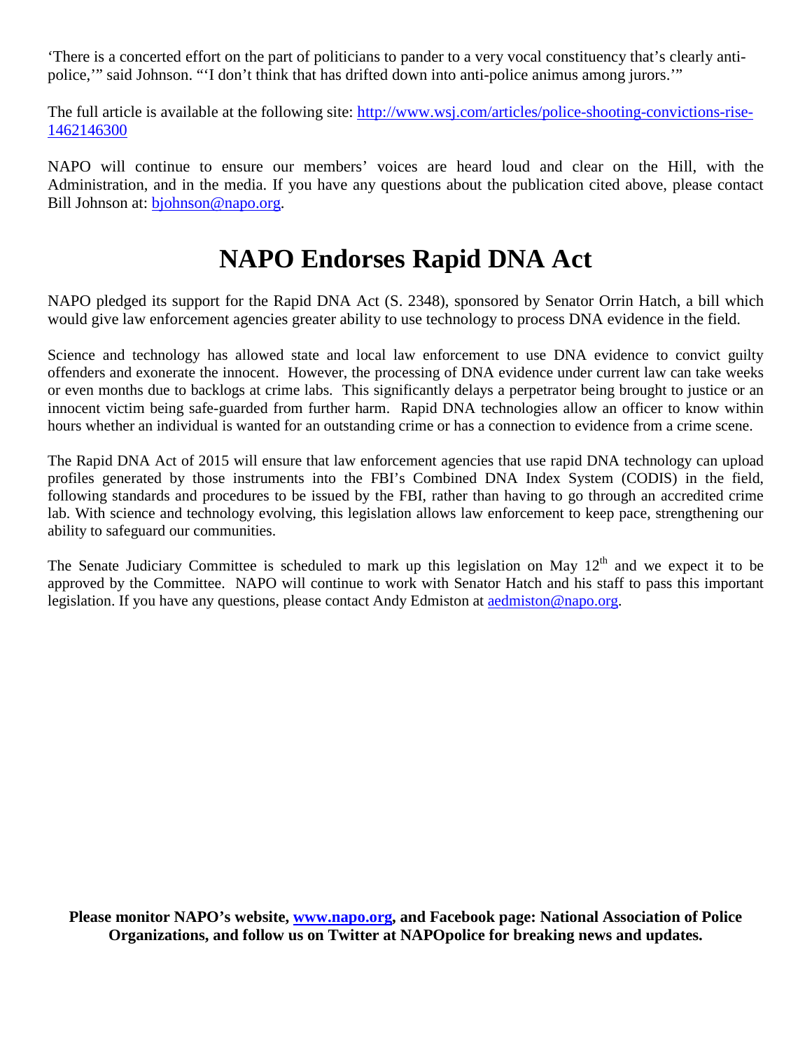'There is a concerted effort on the part of politicians to pander to a very vocal constituency that's clearly anti-police,'" said Johnson. "'I don't think that has drifted down into anti-police animus among jurors.'"

The full article is available at the following site: http://www.wsj.com/articles/police-shooting-convictions-rise-1462146300

NAPO will continue to ensure our members' voices are heard loud and clear on the Hill, with the Administration, and in the media. If you have any questions about the publication cited above, please contact Bill Johnson at: bjohnson@napo.org.

# NAPO Endorses Rapid DNA Act

NAPO pledged its support for the Rapid DNA Act (S. 2348), sponsored by Senator Orrin Hatch, a bill which would give law enforcement agencies greater ability to use technology to process DNA evidence in the field.

Science and technology has allowed state and local law enforcement to use DNA evidence to convict guilty offenders and exonerate the innocent. However, the processing of DNA evidence under current law can take weeks or even months due to backlogs at crime labs. This significantly delays a perpetrator being brought to justice or an innocent victim being safe-guarded from further harm. Rapid DNA technologies allow an officer to know within hours whether an individual is wanted for an outstanding crime or has a connection to evidence from a crime scene.

The Rapid DNA Act of 2015 will ensure that law enforcement agencies that use rapid DNA technology can upload profiles generated by those instruments into the FBI's Combined DNA Index System (CODIS) in the field, following standards and procedures to be issued by the FBI, rather than having to go through an accredited crime lab. With science and technology evolving, this legislation allows law enforcement to keep pace, strengthening our ability to safeguard our communities.

The Senate Judiciary Committee is scheduled to mark up this legislation on May 12th and we expect it to be approved by the Committee. NAPO will continue to work with Senator Hatch and his staff to pass this important legislation. If you have any questions, please contact Andy Edmiston at aedmiston@napo.org.

**Please monitor NAPO's website, www.napo.org, and Facebook page: National Association of Police Organizations, and follow us on Twitter at NAPOpolice for breaking news and updates.**